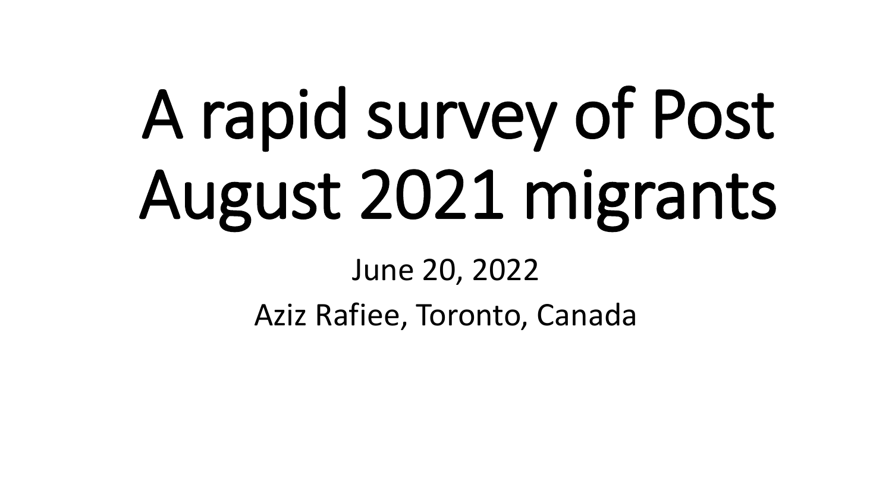# A rapid survey of Post August 2021 migrants

June 20, 2022

Aziz Rafiee, Toronto, Canada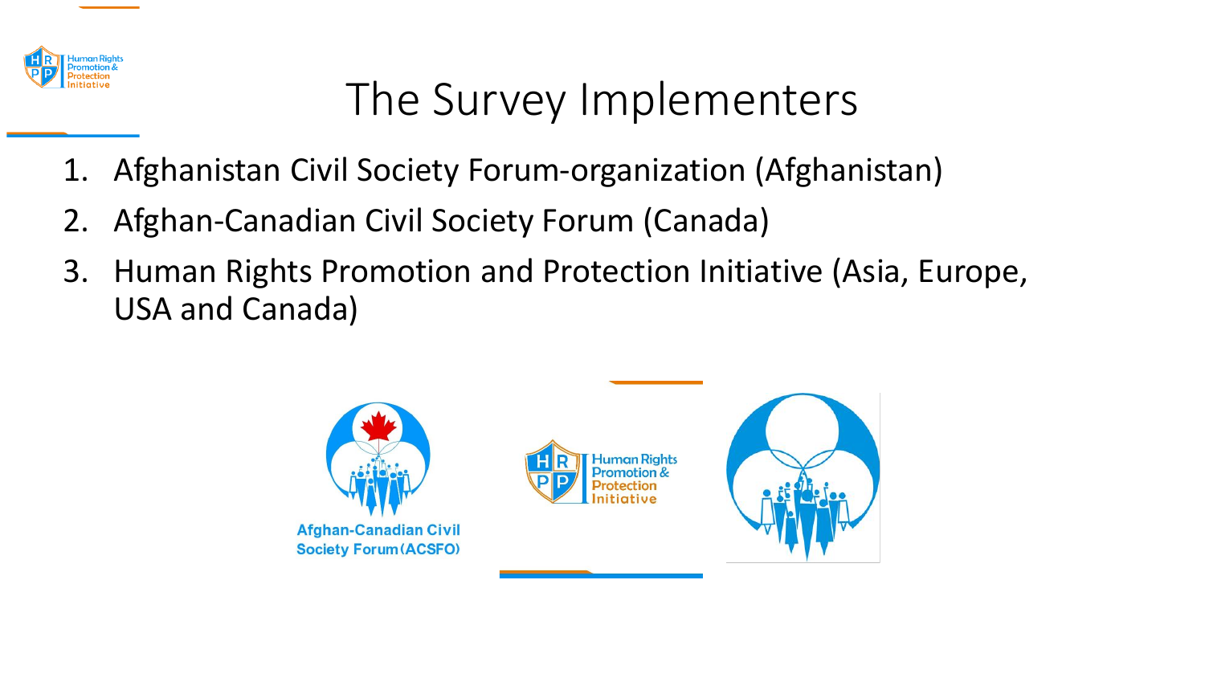# The Survey Implementers

1. Afghanistan Civil Society Forum-organization (Afghanistan)
2. Afghan-Canadian Civil Society Forum (Canada)
3. Human Rights Promotion and Protection Initiative (Asia, Europe, USA and Canada)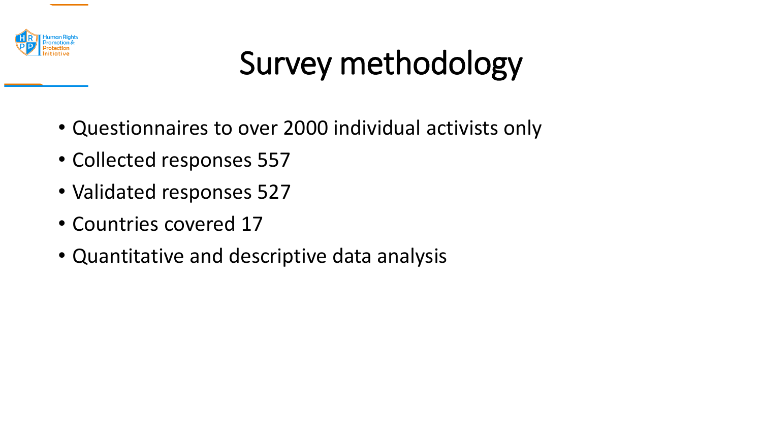# Survey methodology

- Questionnaires to over 2000 individual activists only
- Collected responses 557
- Validated responses 527
- Countries covered 17
- Quantitative and descriptive data analysis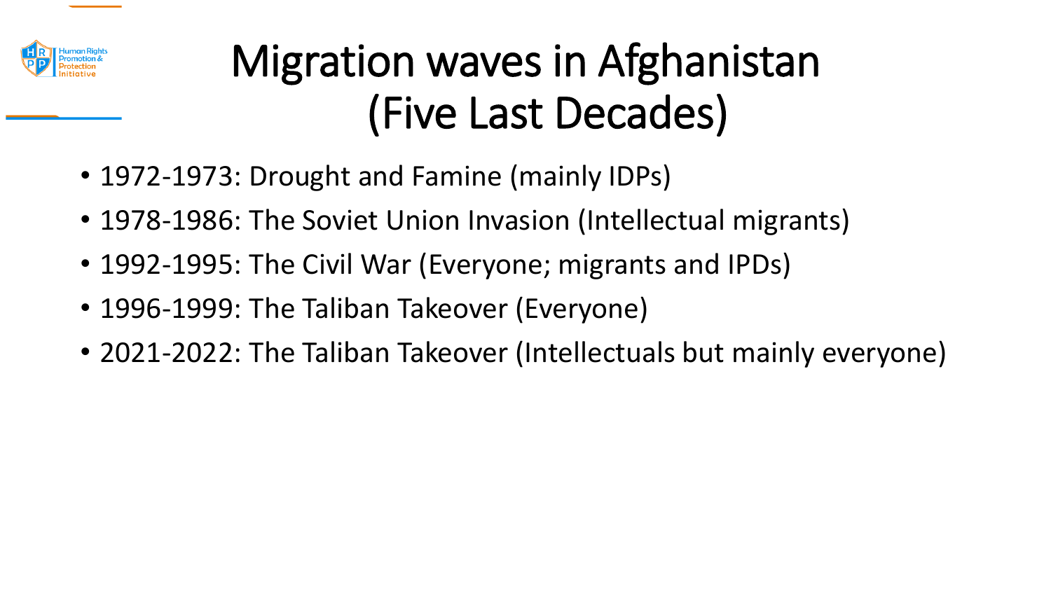# Migration waves in Afghanistan (Five Last Decades)

- 1972-1973: Drought and Famine (mainly IDPs)
- 1978-1986: The Soviet Union Invasion (Intellectual migrants)
- 1992-1995: The Civil War (Everyone; migrants and IPDs)
- 1996-1999: The Taliban Takeover (Everyone)
- 2021-2022: The Taliban Takeover (Intellectuals but mainly everyone)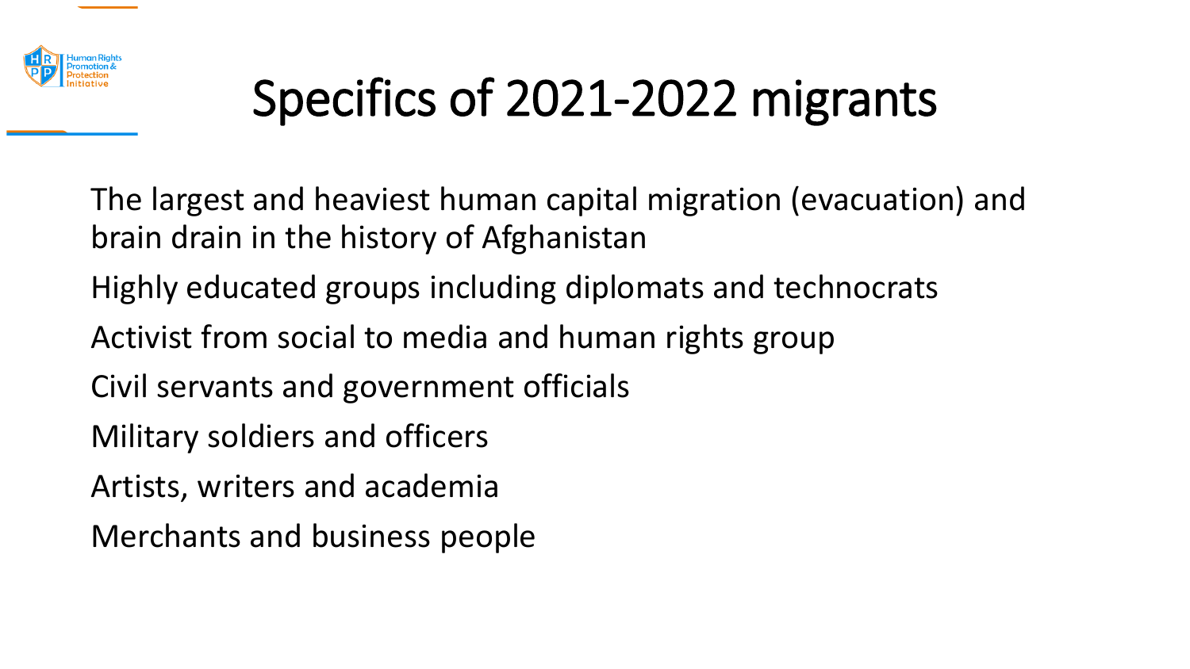# Specifics of 2021-2022 migrants

The largest and heaviest human capital migration (evacuation) and brain drain in the history of Afghanistan

Highly educated groups including diplomats and technocrats

Activist from social to media and human rights group

Civil servants and government officials

Military soldiers and officers

Artists, writers and academia

Merchants and business people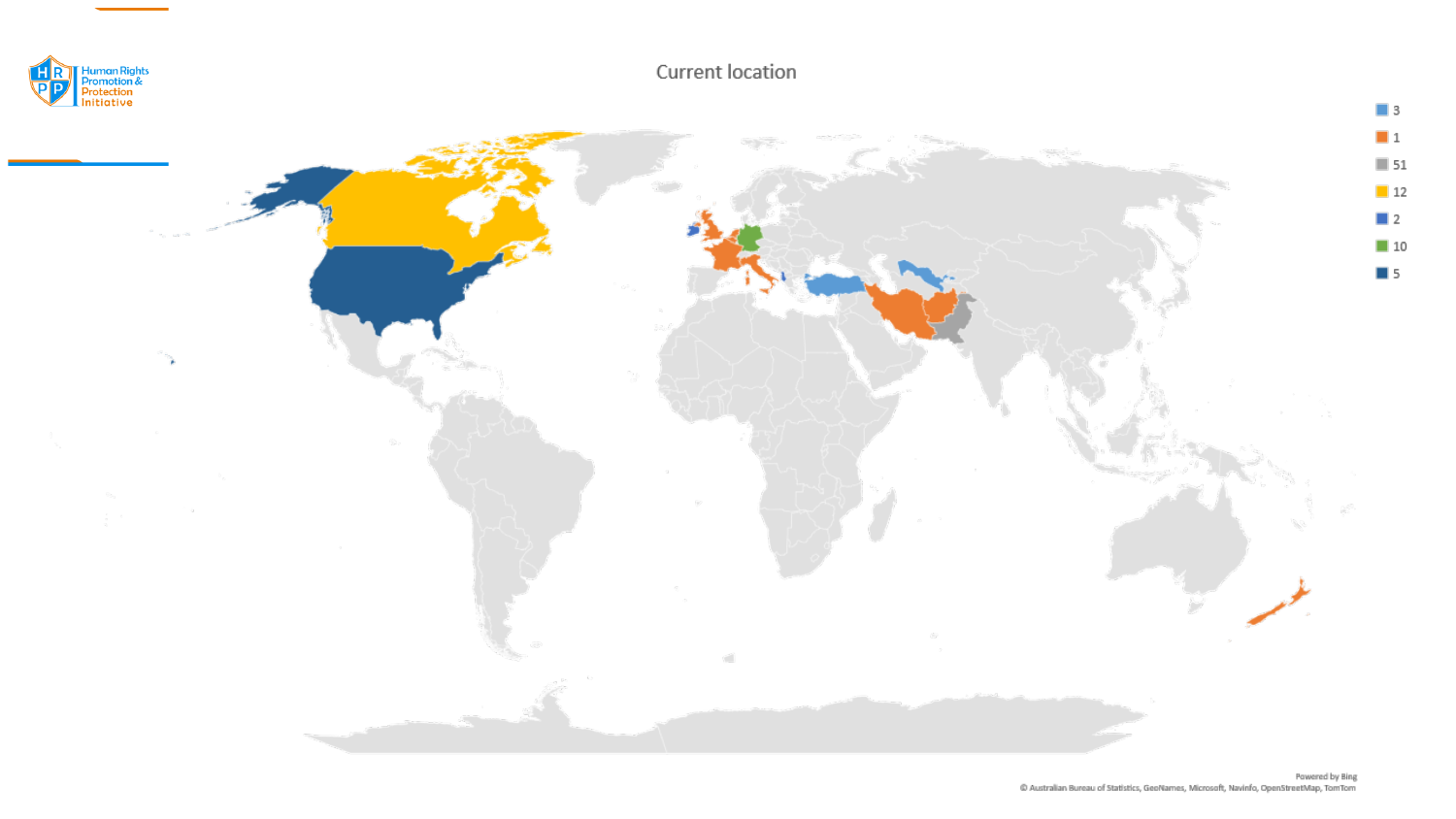Current location

- 3
- 1
- 51
- 12
- 2
- 10
- 5

Powered by Bing
© Australian Bureau of Statistics, GeoNames, Microsoft, Navinfo, OpenStreetMap, TomTom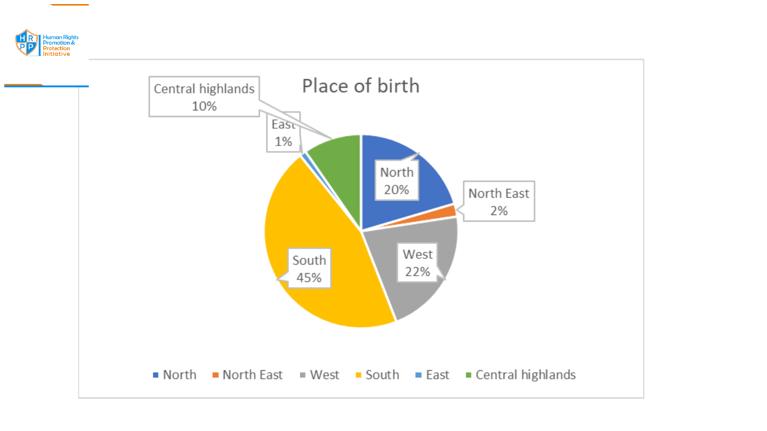## Place of birth

| Region | Percentage |
| --- | --- |
| North | 20% |
| North East | 2% |
| West | 22% |
| South | 45% |
| East | 1% |
| Central highlands | 10% |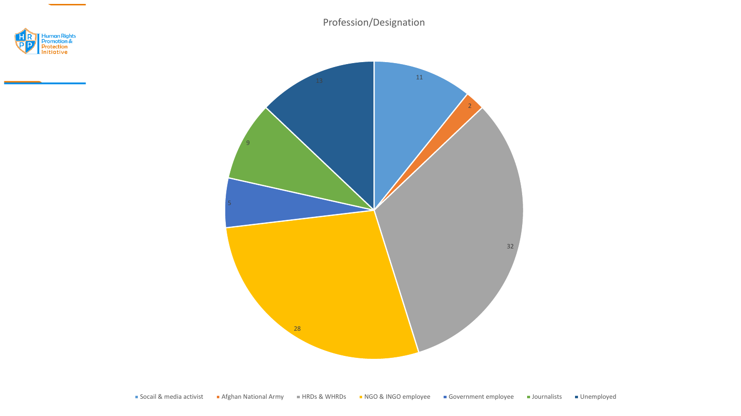## Profession/Designation

| Profession/Designation | Count |
| --- | --- |
| Socail & media activist | 11 |
| Afghan National Army | 2 |
| HRDs & WHRDs | 32 |
| NGO & INGO employee | 28 |
| Government employee | 5 |
| Journalists | 9 |
| Unemployed | 13 |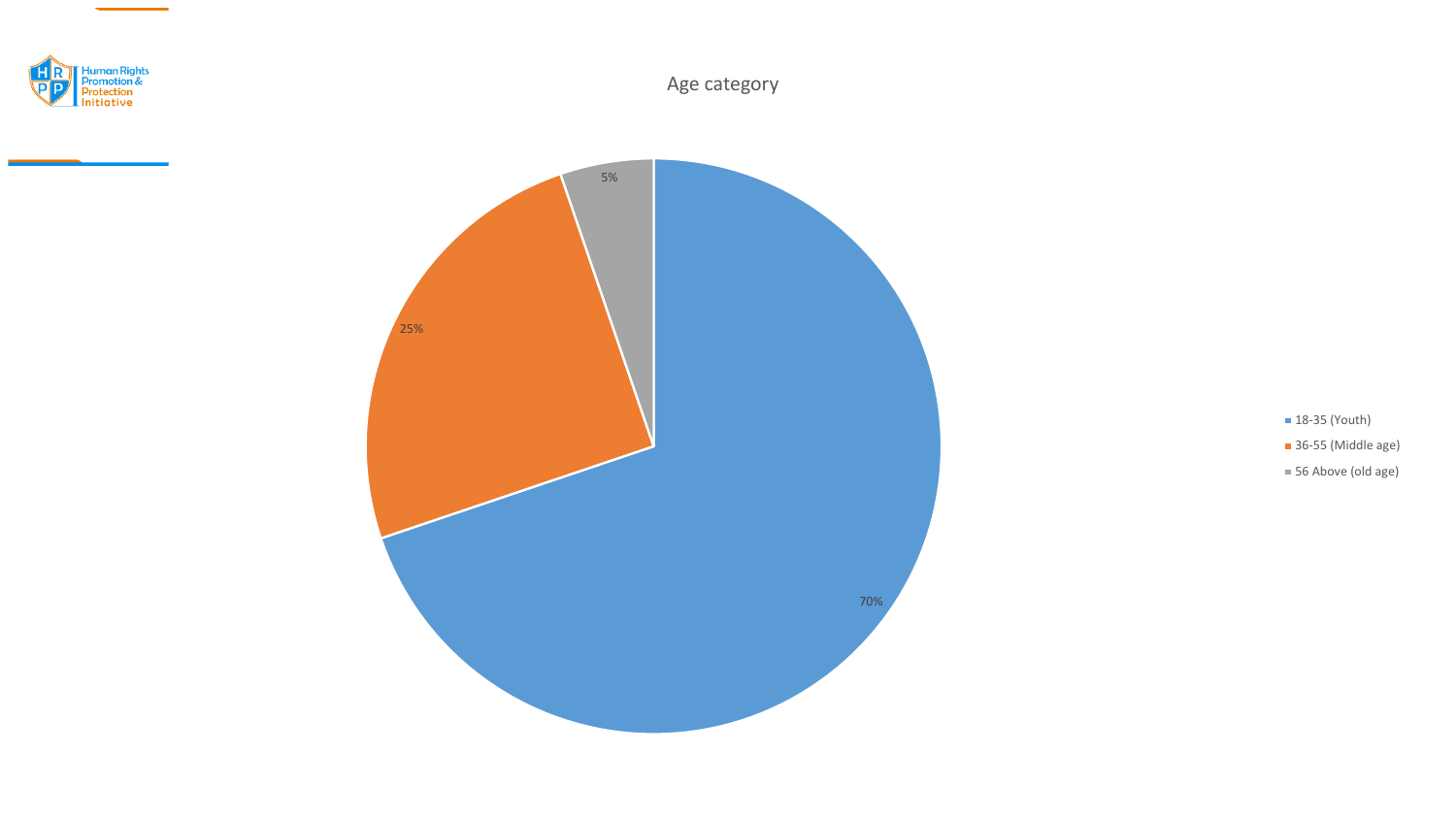Age category

| Age category | Percentage |
| --- | --- |
| 18-35 (Youth) | 70% |
| 36-55 (Middle age) | 25% |
| 56 Above (old age) | 5% |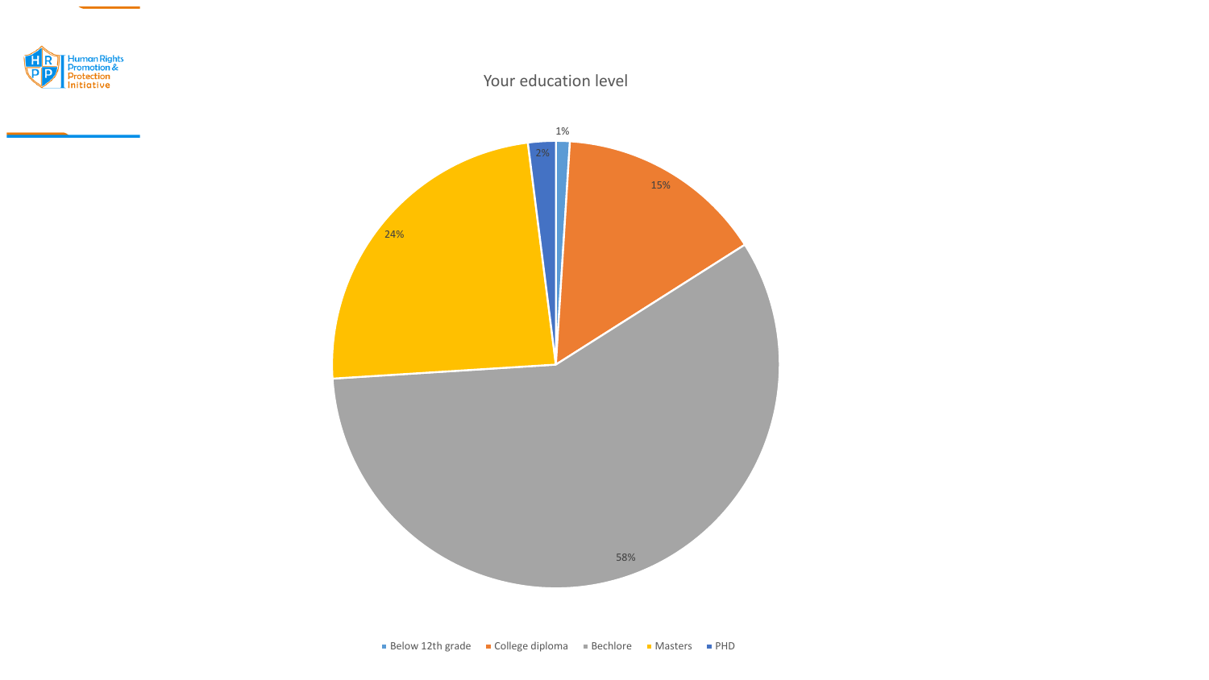# Your education level

| Education level | Percentage |
| --- | --- |
| Below 12th grade | 1% |
| College diploma | 15% |
| Bechlore | 58% |
| Masters | 24% |
| PHD | 2% |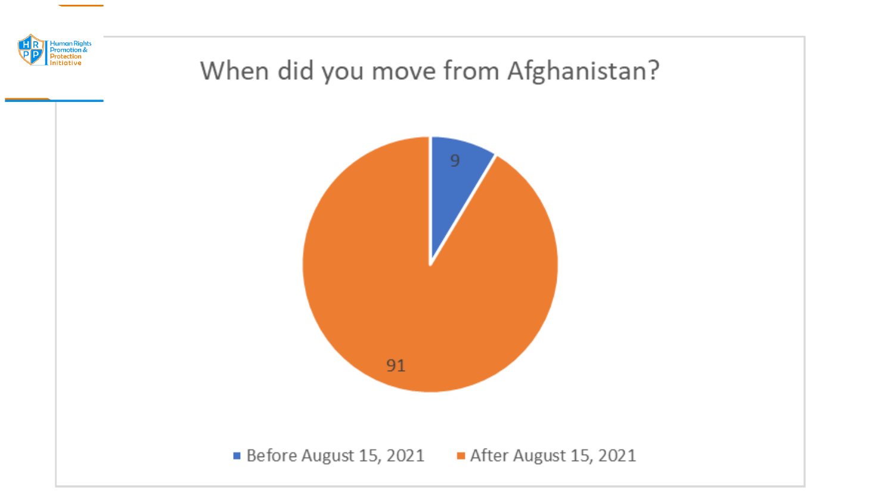# When did you move from Afghanistan?

| | |
|---|---|
| Before August 15, 2021 | 9 |
| After August 15, 2021 | 91 |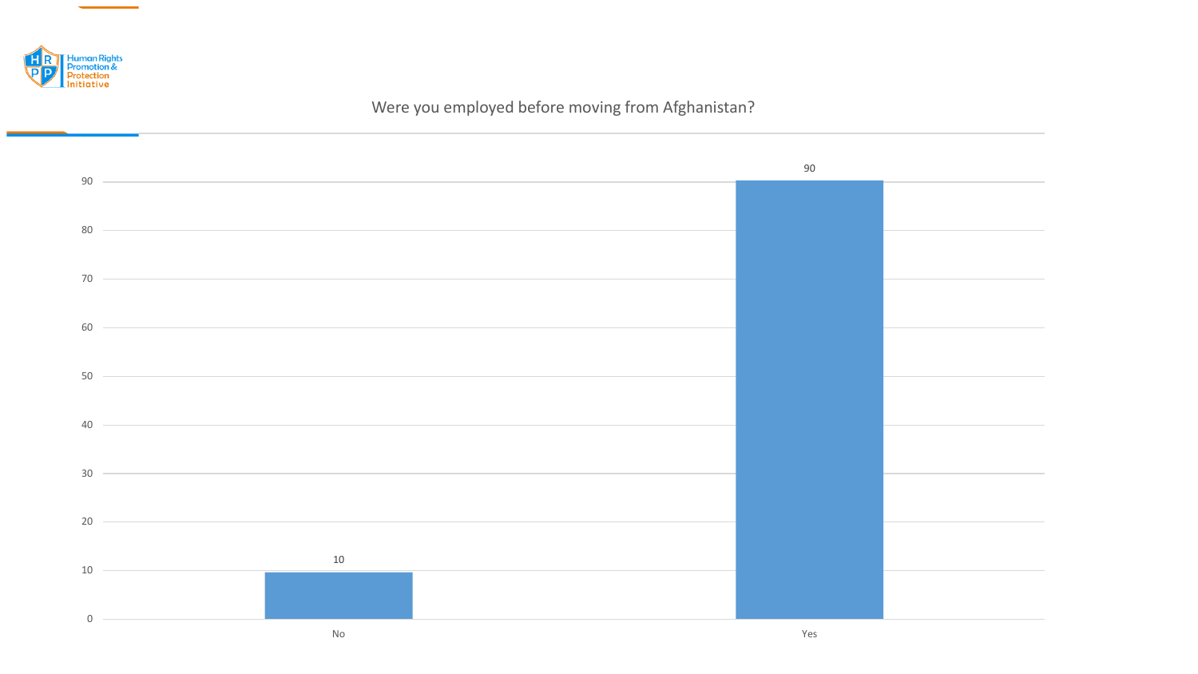## Were you employed before moving from Afghanistan?

| Response | Value |
|---|---|
| No | 10 |
| Yes | 90 |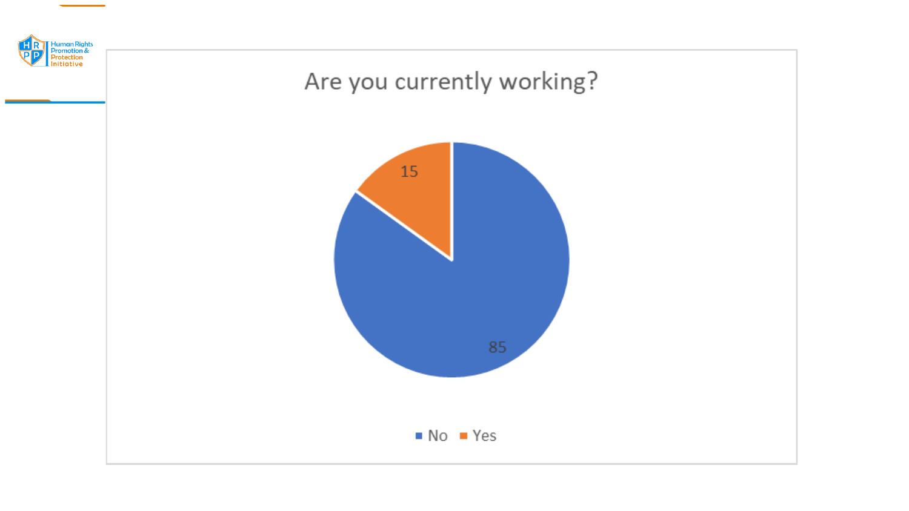## Are you currently working?

| Response | Value |
| --- | --- |
| No | 85 |
| Yes | 15 |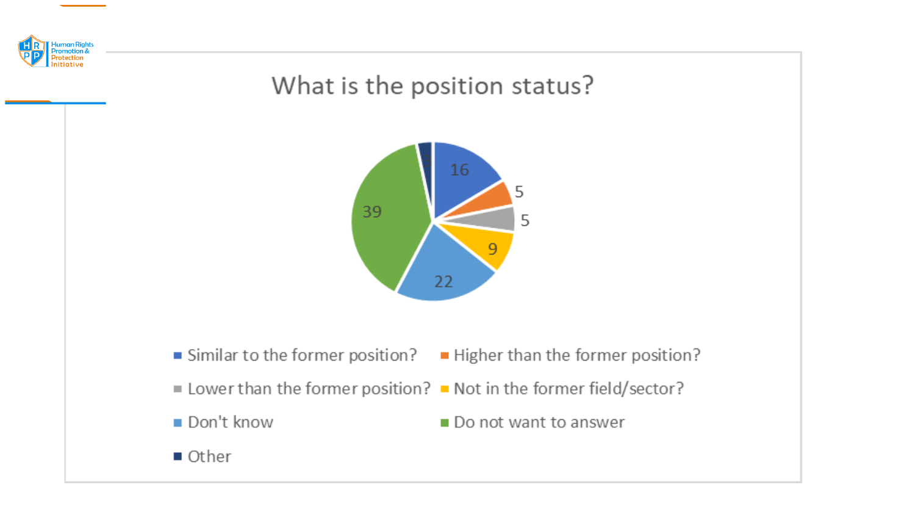# What is the position status?

| Position status | Value |
| --- | --- |
| Similar to the former position? | 16 |
| Higher than the former position? | 5 |
| Lower than the former position? | 5 |
| Not in the former field/sector? | 9 |
| Don't know | 22 |
| Do not want to answer | 39 |
| Other | |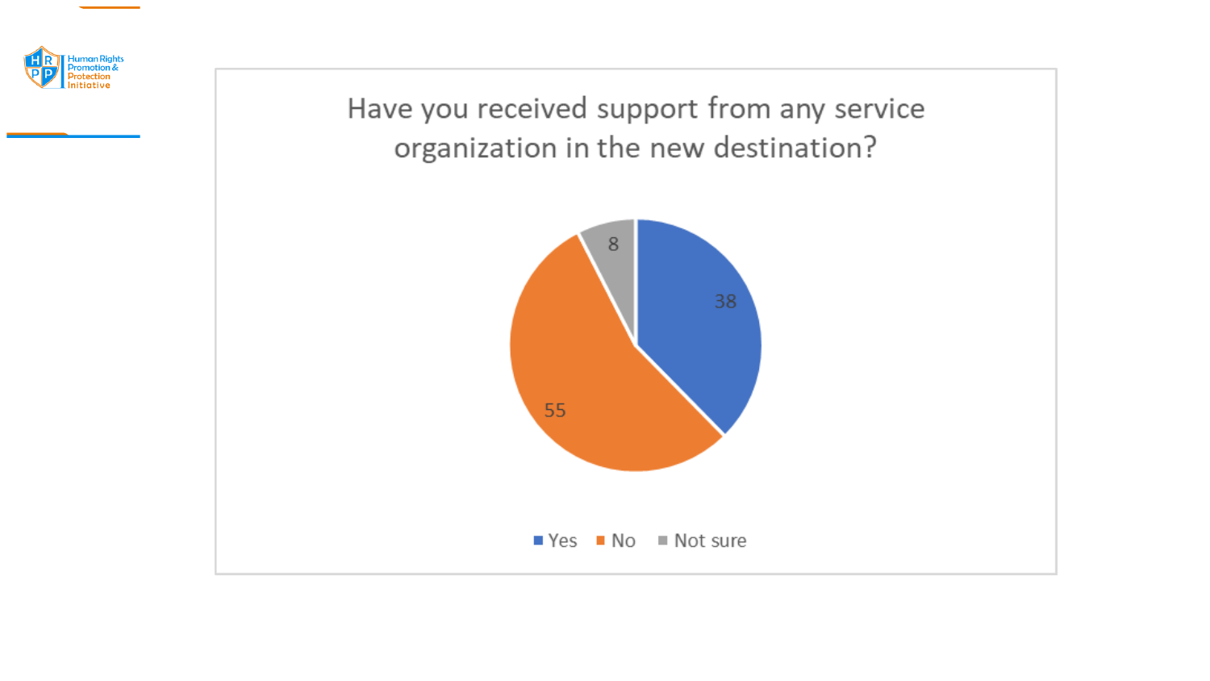## Have you received support from any service organization in the new destination?

| Response | Value |
| --- | --- |
| Yes | 38 |
| No | 55 |
| Not sure | 8 |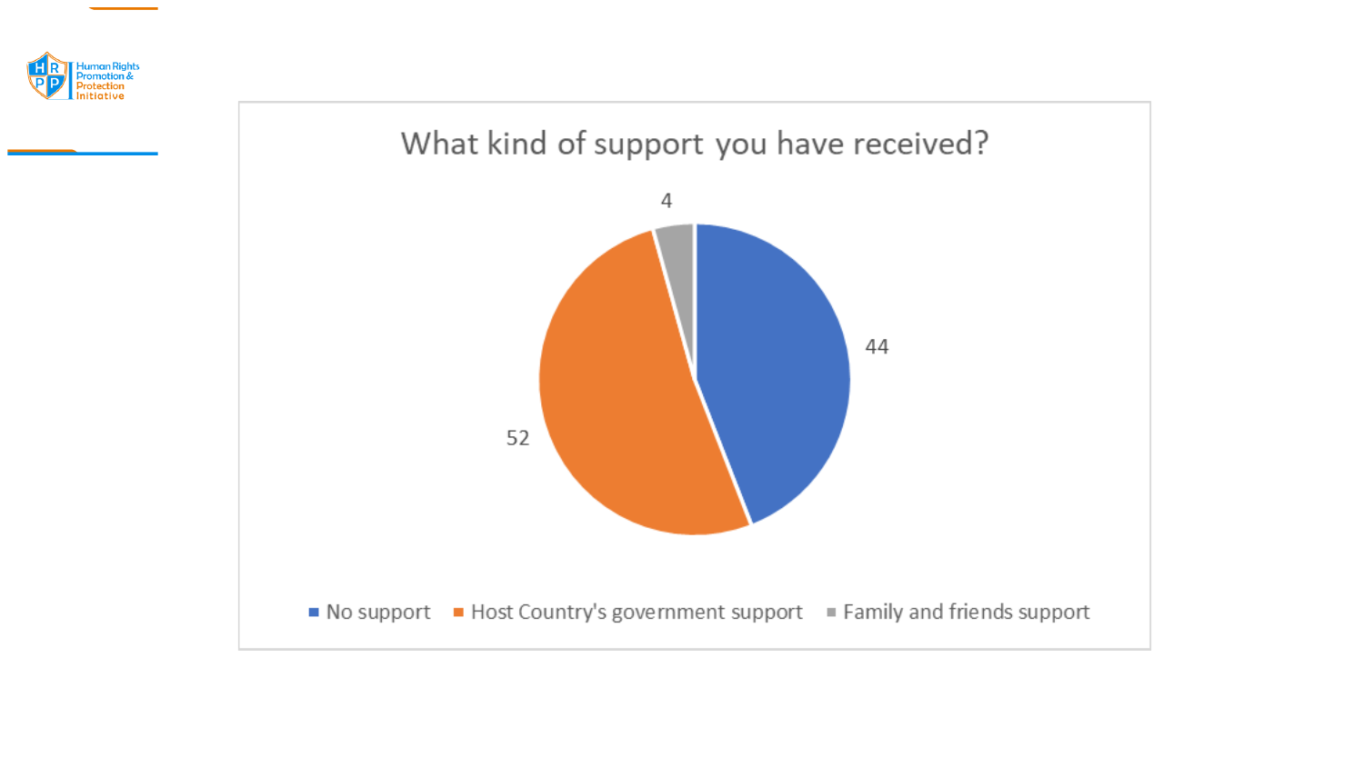## What kind of support you have received?

| Type of support | Value |
| --- | --- |
| No support | 44 |
| Host Country's government support | 52 |
| Family and friends support | 4 |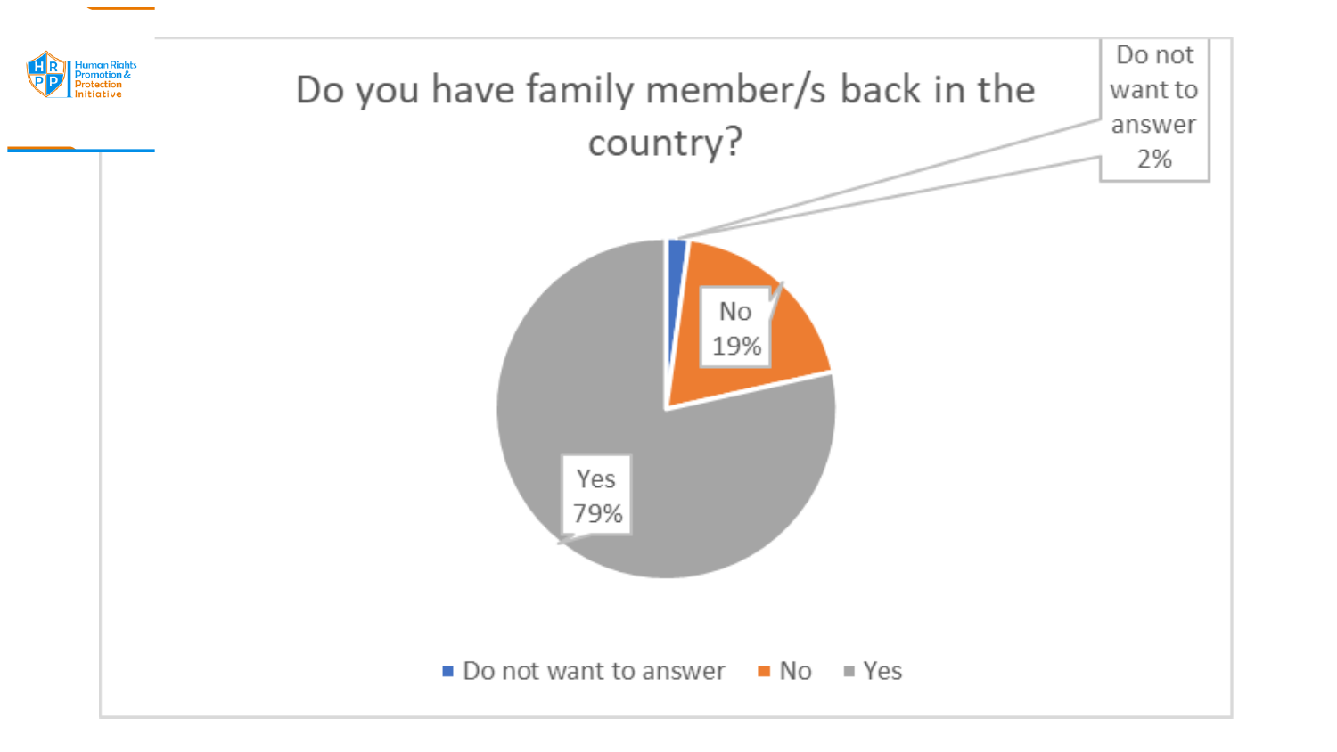# Do you have family member/s back in the country?

- Yes: 79%
- No: 19%
- Do not want to answer: 2%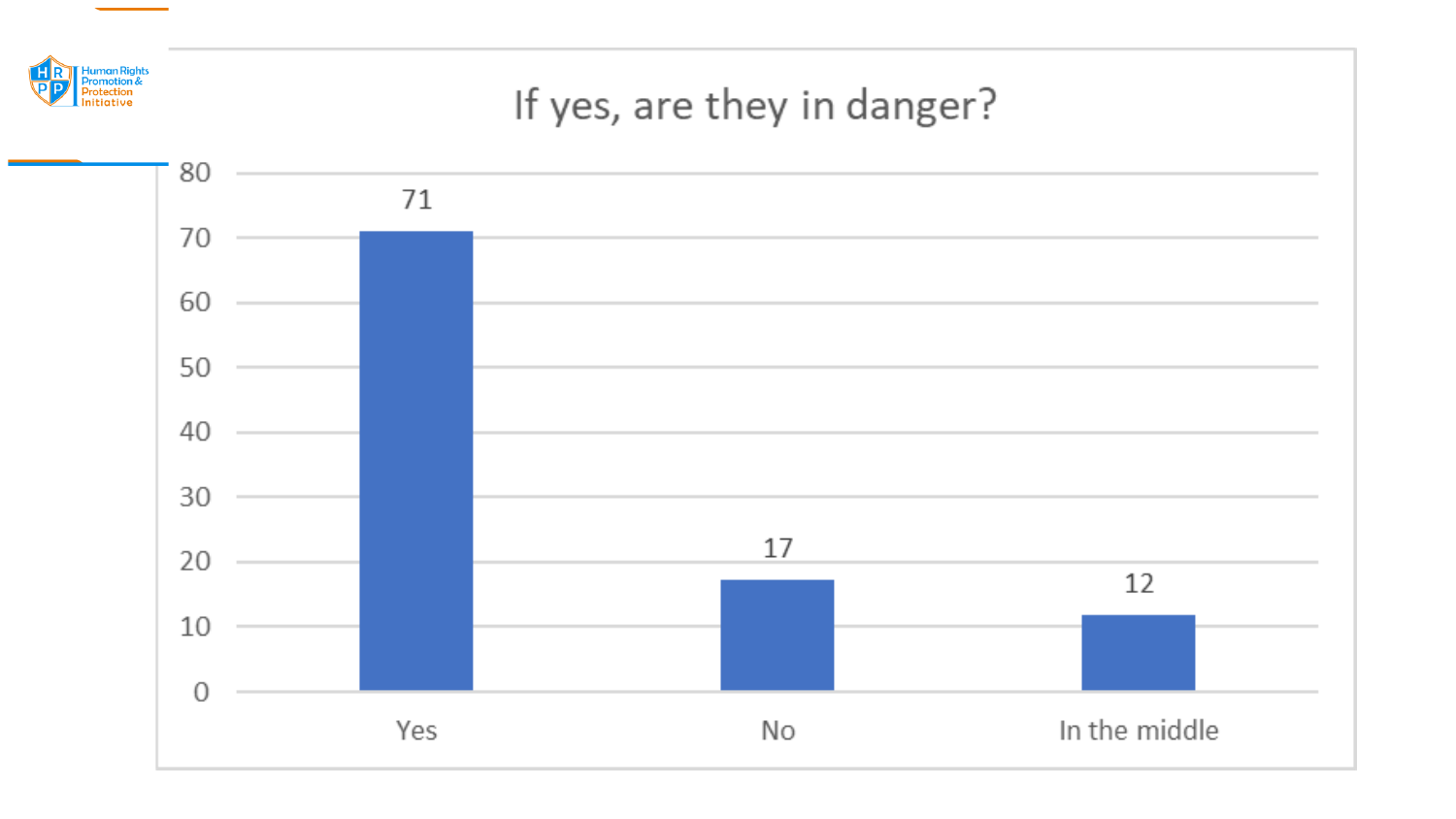## If yes, are they in danger?

| Response | Value |
|---|---|
| Yes | 71 |
| No | 17 |
| In the middle | 12 |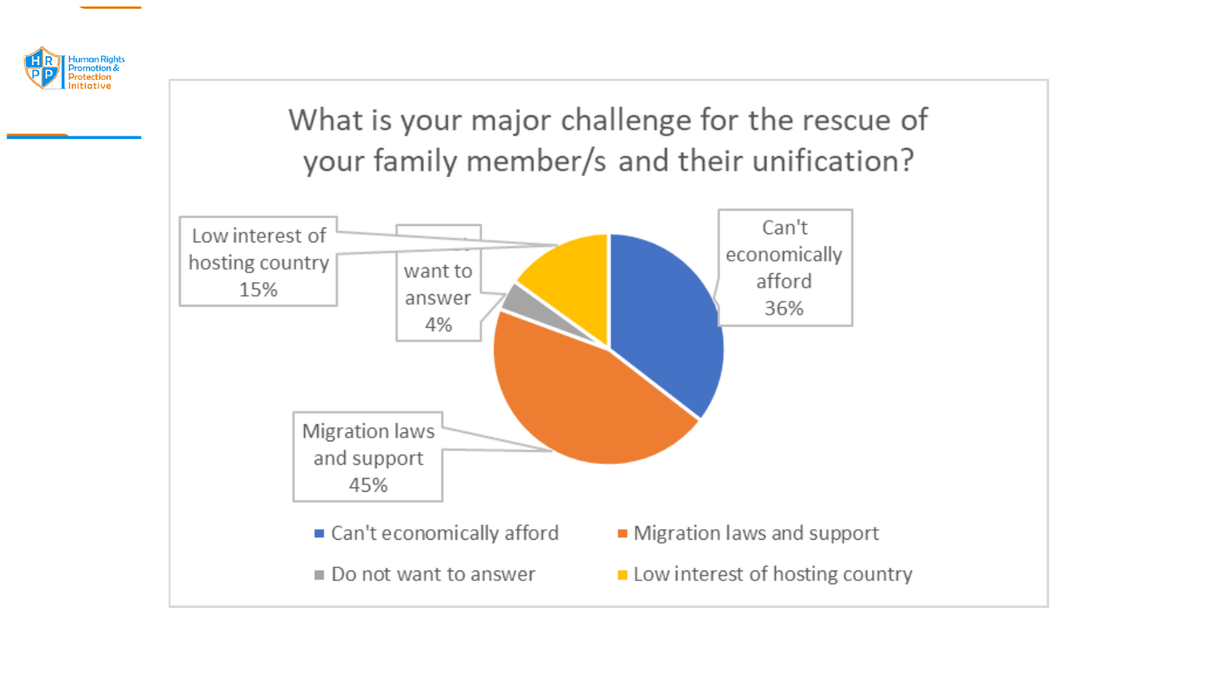## What is your major challenge for the rescue of your family member/s and their unification?

| Challenge | Percentage |
| --- | --- |
| Can't economically afford | 36% |
| Migration laws and support | 45% |
| Do not want to answer | 4% |
| Low interest of hosting country | 15% |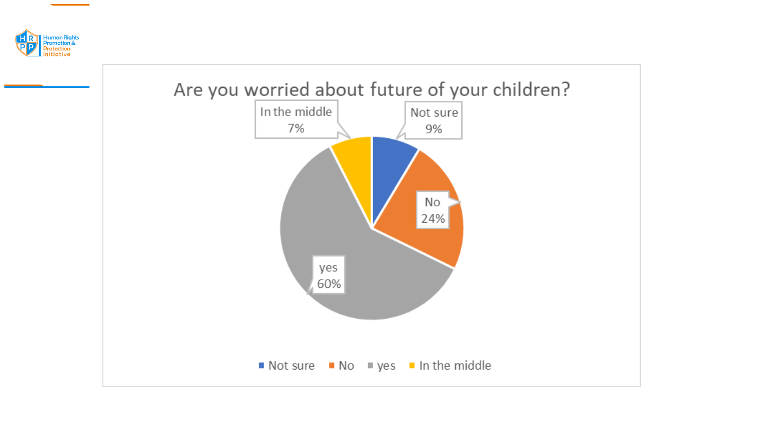## Are you worried about future of your children?

| Response | Percentage |
| --- | --- |
| Not sure | 9% |
| No | 24% |
| yes | 60% |
| In the middle | 7% |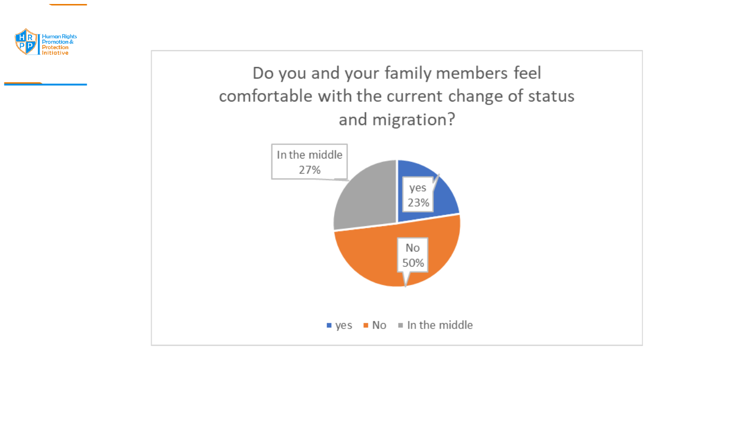## Do you and your family members feel comfortable with the current change of status and migration?

| Response | Percentage |
| --- | --- |
| yes | 23% |
| No | 50% |
| In the middle | 27% |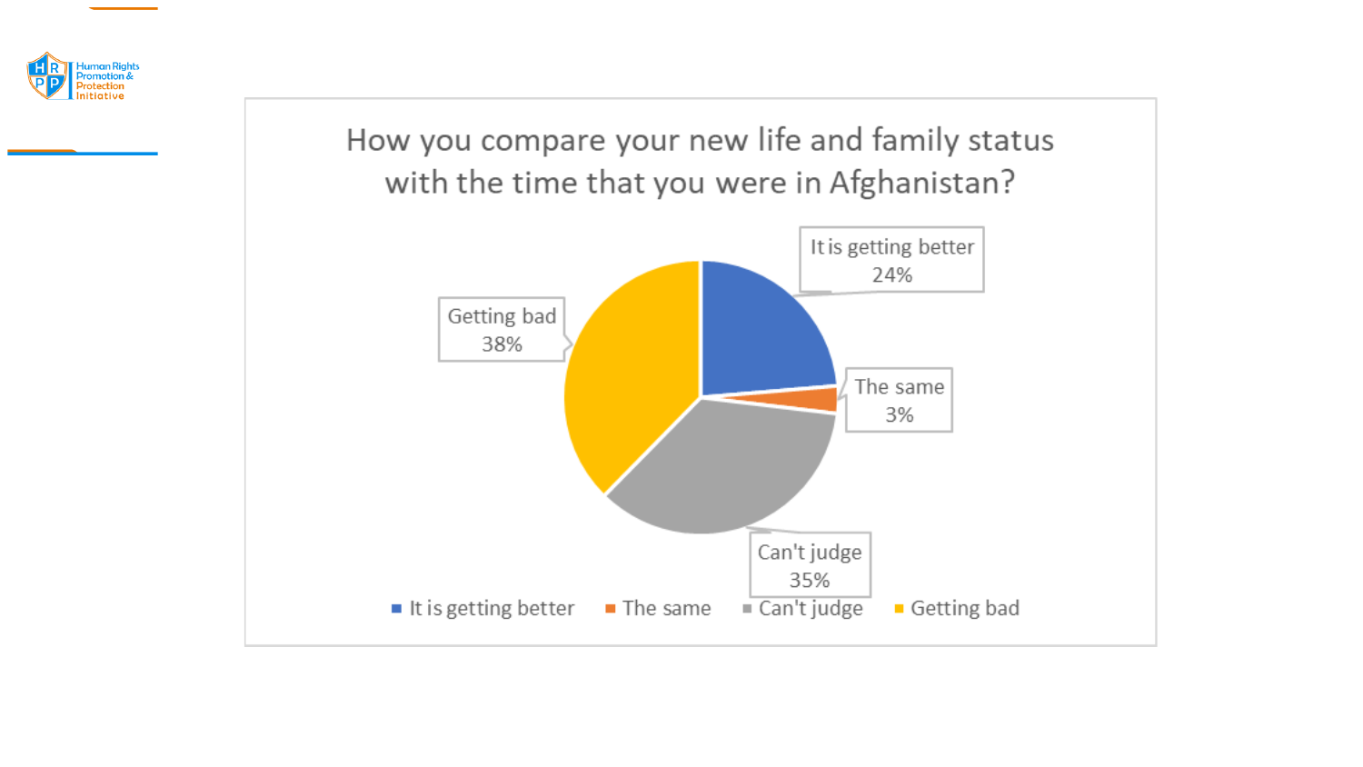## How you compare your new life and family status with the time that you were in Afghanistan?

| Response | Percentage |
|---|---|
| It is getting better | 24% |
| The same | 3% |
| Can't judge | 35% |
| Getting bad | 38% |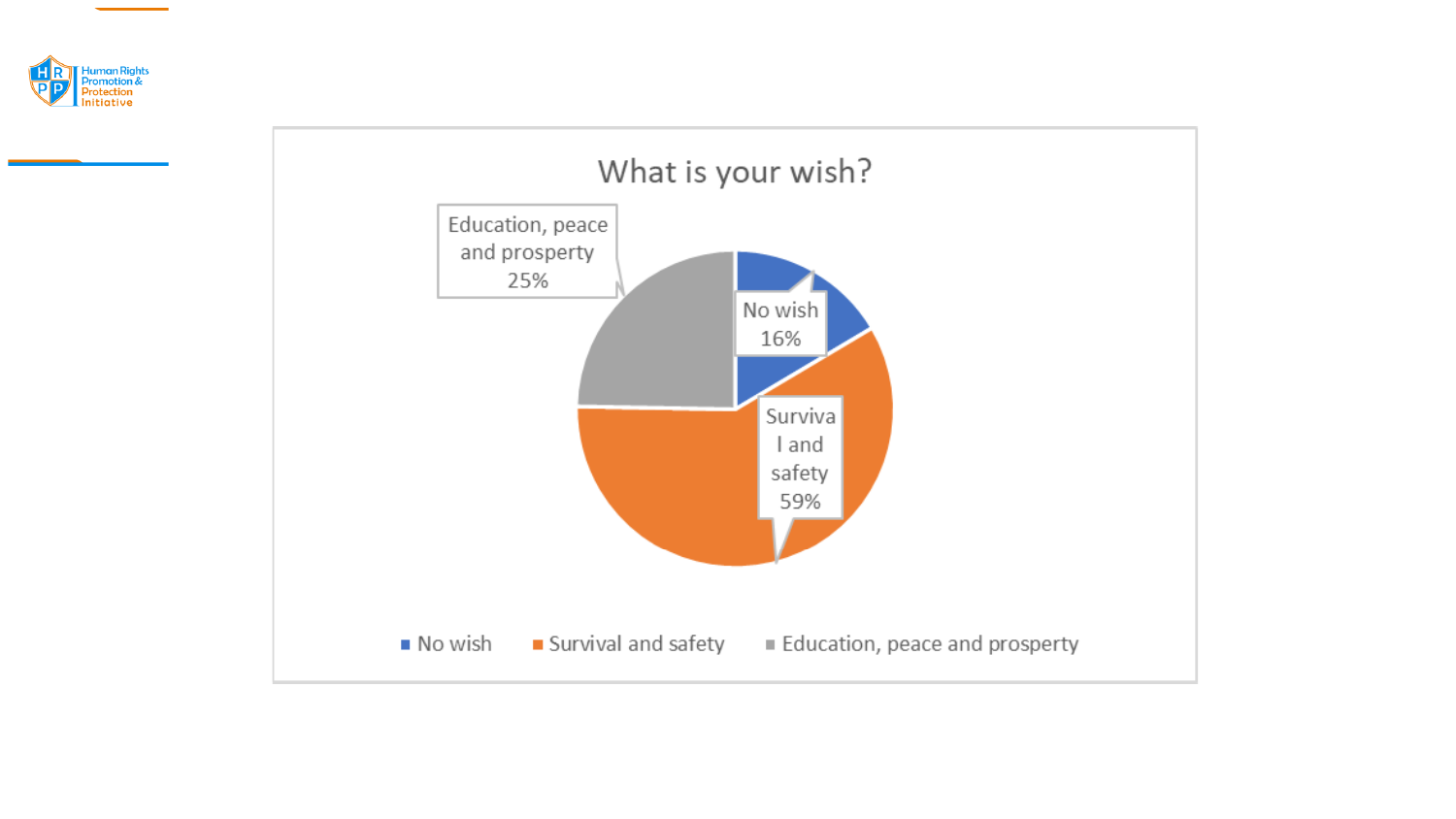## What is your wish?

| Response | Percentage |
| --- | --- |
| No wish | 16% |
| Survival and safety | 59% |
| Education, peace and prosperity | 25% |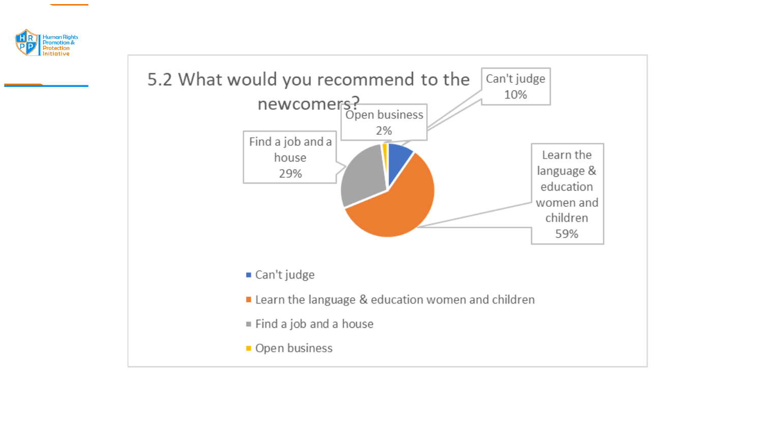## 5.2 What would you recommend to the newcomers?

| Response | Percentage |
| --- | --- |
| Can't judge | 10% |
| Learn the language & education women and children | 59% |
| Find a job and a house | 29% |
| Open business | 2% |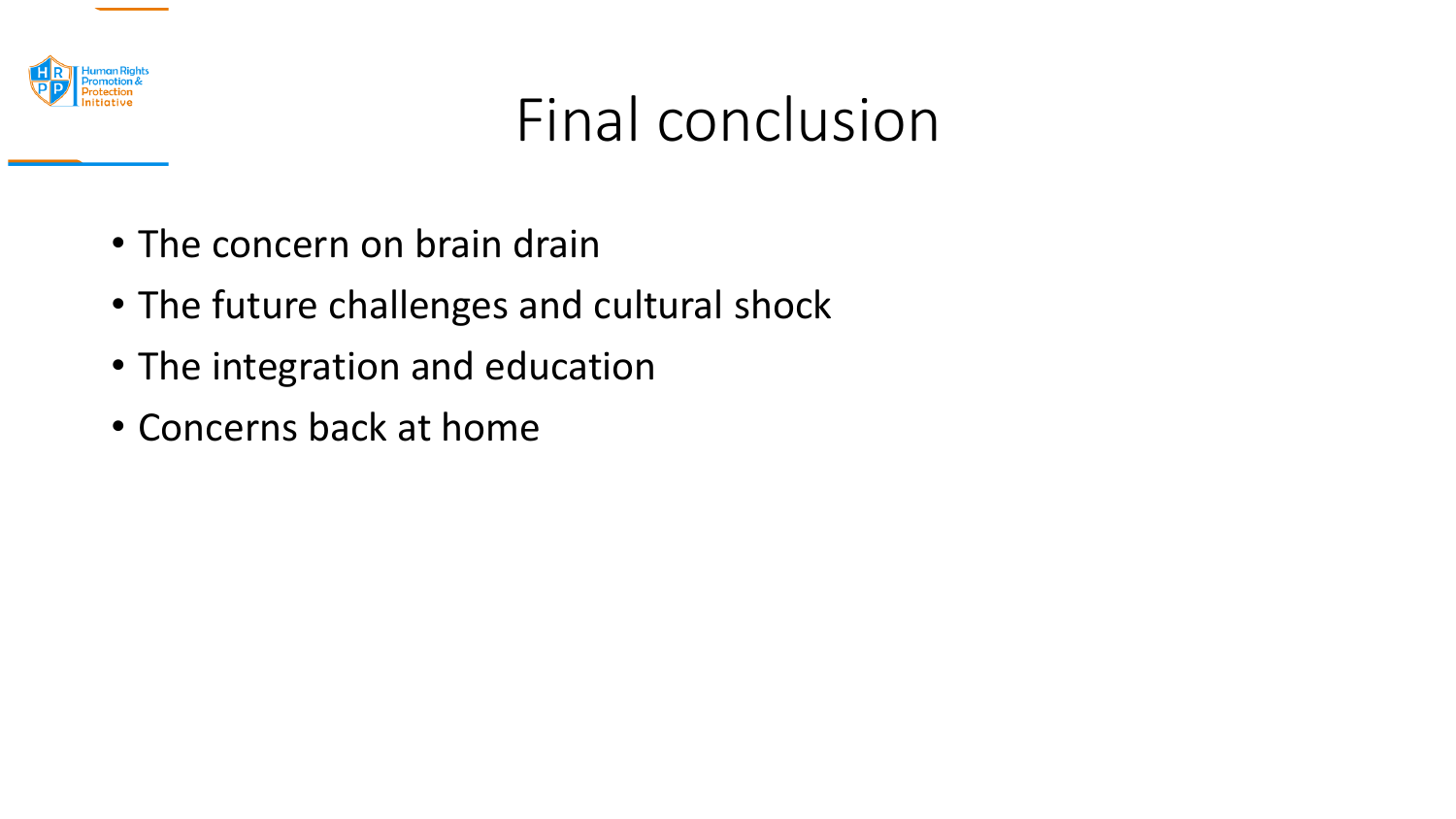# Final conclusion

- The concern on brain drain
- The future challenges and cultural shock
- The integration and education
- Concerns back at home